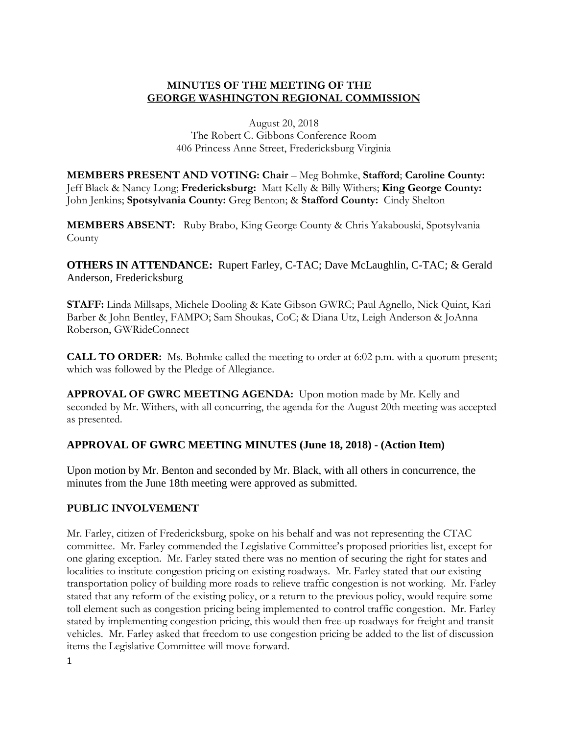# MINUTES OF THE MEETING OF THE GEORGE WASHINGTON REGIONAL COMMISSION

August 20, 2018
The Robert C. Gibbons Conference Room
406 Princess Anne Street, Fredericksburg Virginia

**MEMBERS PRESENT AND VOTING: Chair** – Meg Bohmke, **Stafford**; **Caroline County:** Jeff Black & Nancy Long; **Fredericksburg:** Matt Kelly & Billy Withers; **King George County:** John Jenkins; **Spotsylvania County:** Greg Benton; & **Stafford County:** Cindy Shelton

**MEMBERS ABSENT:** Ruby Brabo, King George County & Chris Yakabouski, Spotsylvania County

**OTHERS IN ATTENDANCE:** Rupert Farley, C-TAC; Dave McLaughlin, C-TAC; & Gerald Anderson, Fredericksburg

**STAFF:** Linda Millsaps, Michele Dooling & Kate Gibson GWRC; Paul Agnello, Nick Quint, Kari Barber & John Bentley, FAMPO; Sam Shoukas, CoC; & Diana Utz, Leigh Anderson & JoAnna Roberson, GWRideConnect

**CALL TO ORDER:** Ms. Bohmke called the meeting to order at 6:02 p.m. with a quorum present; which was followed by the Pledge of Allegiance.

**APPROVAL OF GWRC MEETING AGENDA:** Upon motion made by Mr. Kelly and seconded by Mr. Withers, with all concurring, the agenda for the August 20th meeting was accepted as presented.

## APPROVAL OF GWRC MEETING MINUTES (June 18, 2018) - (Action Item)

Upon motion by Mr. Benton and seconded by Mr. Black, with all others in concurrence, the minutes from the June 18th meeting were approved as submitted.

## PUBLIC INVOLVEMENT

Mr. Farley, citizen of Fredericksburg, spoke on his behalf and was not representing the CTAC committee. Mr. Farley commended the Legislative Committee's proposed priorities list, except for one glaring exception. Mr. Farley stated there was no mention of securing the right for states and localities to institute congestion pricing on existing roadways. Mr. Farley stated that our existing transportation policy of building more roads to relieve traffic congestion is not working. Mr. Farley stated that any reform of the existing policy, or a return to the previous policy, would require some toll element such as congestion pricing being implemented to control traffic congestion. Mr. Farley stated by implementing congestion pricing, this would then free-up roadways for freight and transit vehicles. Mr. Farley asked that freedom to use congestion pricing be added to the list of discussion items the Legislative Committee will move forward.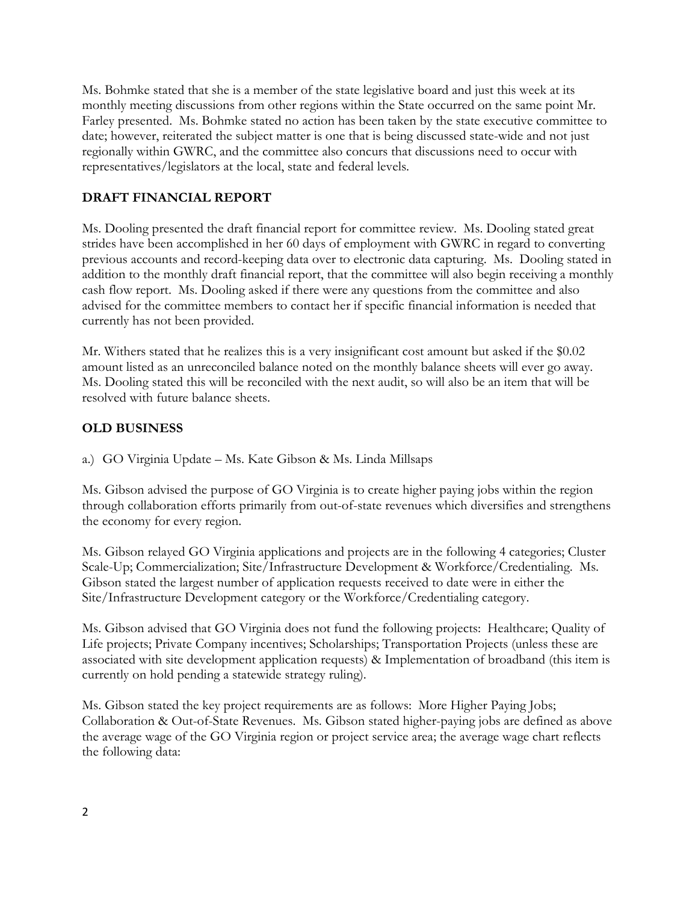Ms. Bohmke stated that she is a member of the state legislative board and just this week at its monthly meeting discussions from other regions within the State occurred on the same point Mr. Farley presented. Ms. Bohmke stated no action has been taken by the state executive committee to date; however, reiterated the subject matter is one that is being discussed state-wide and not just regionally within GWRC, and the committee also concurs that discussions need to occur with representatives/legislators at the local, state and federal levels.

## DRAFT FINANCIAL REPORT

Ms. Dooling presented the draft financial report for committee review. Ms. Dooling stated great strides have been accomplished in her 60 days of employment with GWRC in regard to converting previous accounts and record-keeping data over to electronic data capturing. Ms. Dooling stated in addition to the monthly draft financial report, that the committee will also begin receiving a monthly cash flow report. Ms. Dooling asked if there were any questions from the committee and also advised for the committee members to contact her if specific financial information is needed that currently has not been provided.

Mr. Withers stated that he realizes this is a very insignificant cost amount but asked if the $0.02 amount listed as an unreconciled balance noted on the monthly balance sheets will ever go away. Ms. Dooling stated this will be reconciled with the next audit, so will also be an item that will be resolved with future balance sheets.

## OLD BUSINESS

a.) GO Virginia Update – Ms. Kate Gibson & Ms. Linda Millsaps

Ms. Gibson advised the purpose of GO Virginia is to create higher paying jobs within the region through collaboration efforts primarily from out-of-state revenues which diversifies and strengthens the economy for every region.

Ms. Gibson relayed GO Virginia applications and projects are in the following 4 categories; Cluster Scale-Up; Commercialization; Site/Infrastructure Development & Workforce/Credentialing. Ms. Gibson stated the largest number of application requests received to date were in either the Site/Infrastructure Development category or the Workforce/Credentialing category.

Ms. Gibson advised that GO Virginia does not fund the following projects: Healthcare; Quality of Life projects; Private Company incentives; Scholarships; Transportation Projects (unless these are associated with site development application requests) & Implementation of broadband (this item is currently on hold pending a statewide strategy ruling).

Ms. Gibson stated the key project requirements are as follows: More Higher Paying Jobs; Collaboration & Out-of-State Revenues. Ms. Gibson stated higher-paying jobs are defined as above the average wage of the GO Virginia region or project service area; the average wage chart reflects the following data: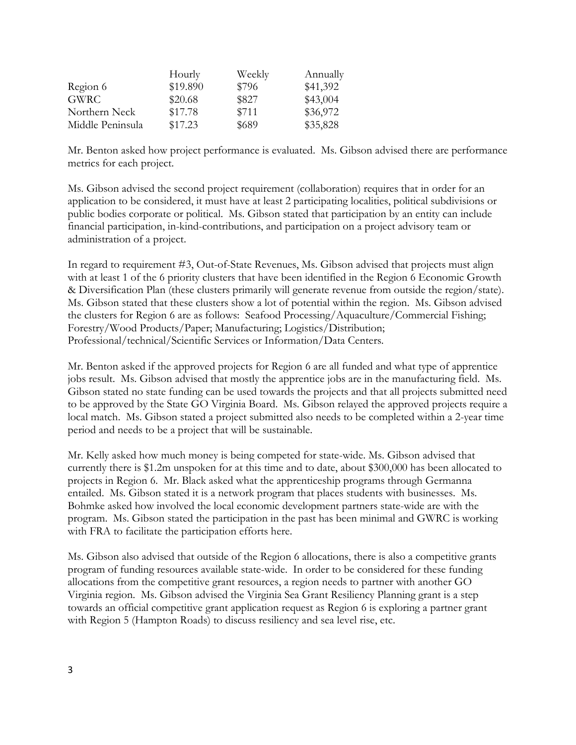| | Hourly | Weekly | Annually |
|---|---|---|---|
| Region 6 | $19.890 | $796 | $41,392 |
| GWRC | $20.68 | $827 | $43,004 |
| Northern Neck | $17.78 | $711 | $36,972 |
| Middle Peninsula | $17.23 | $689 | $35,828 |

Mr. Benton asked how project performance is evaluated. Ms. Gibson advised there are performance metrics for each project.

Ms. Gibson advised the second project requirement (collaboration) requires that in order for an application to be considered, it must have at least 2 participating localities, political subdivisions or public bodies corporate or political. Ms. Gibson stated that participation by an entity can include financial participation, in-kind-contributions, and participation on a project advisory team or administration of a project.

In regard to requirement #3, Out-of-State Revenues, Ms. Gibson advised that projects must align with at least 1 of the 6 priority clusters that have been identified in the Region 6 Economic Growth & Diversification Plan (these clusters primarily will generate revenue from outside the region/state). Ms. Gibson stated that these clusters show a lot of potential within the region. Ms. Gibson advised the clusters for Region 6 are as follows: Seafood Processing/Aquaculture/Commercial Fishing; Forestry/Wood Products/Paper; Manufacturing; Logistics/Distribution; Professional/technical/Scientific Services or Information/Data Centers.

Mr. Benton asked if the approved projects for Region 6 are all funded and what type of apprentice jobs result. Ms. Gibson advised that mostly the apprentice jobs are in the manufacturing field. Ms. Gibson stated no state funding can be used towards the projects and that all projects submitted need to be approved by the State GO Virginia Board. Ms. Gibson relayed the approved projects require a local match. Ms. Gibson stated a project submitted also needs to be completed within a 2-year time period and needs to be a project that will be sustainable.

Mr. Kelly asked how much money is being competed for state-wide. Ms. Gibson advised that currently there is $1.2m unspoken for at this time and to date, about $300,000 has been allocated to projects in Region 6. Mr. Black asked what the apprenticeship programs through Germanna entailed. Ms. Gibson stated it is a network program that places students with businesses. Ms. Bohmke asked how involved the local economic development partners state-wide are with the program. Ms. Gibson stated the participation in the past has been minimal and GWRC is working with FRA to facilitate the participation efforts here.

Ms. Gibson also advised that outside of the Region 6 allocations, there is also a competitive grants program of funding resources available state-wide. In order to be considered for these funding allocations from the competitive grant resources, a region needs to partner with another GO Virginia region. Ms. Gibson advised the Virginia Sea Grant Resiliency Planning grant is a step towards an official competitive grant application request as Region 6 is exploring a partner grant with Region 5 (Hampton Roads) to discuss resiliency and sea level rise, etc.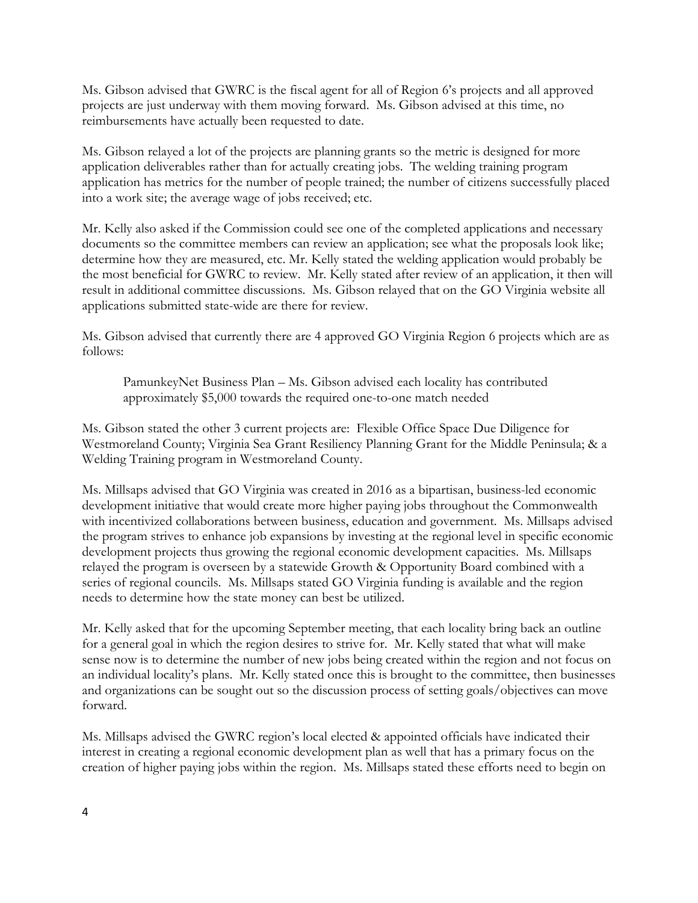Ms. Gibson advised that GWRC is the fiscal agent for all of Region 6's projects and all approved projects are just underway with them moving forward. Ms. Gibson advised at this time, no reimbursements have actually been requested to date.

Ms. Gibson relayed a lot of the projects are planning grants so the metric is designed for more application deliverables rather than for actually creating jobs. The welding training program application has metrics for the number of people trained; the number of citizens successfully placed into a work site; the average wage of jobs received; etc.

Mr. Kelly also asked if the Commission could see one of the completed applications and necessary documents so the committee members can review an application; see what the proposals look like; determine how they are measured, etc. Mr. Kelly stated the welding application would probably be the most beneficial for GWRC to review. Mr. Kelly stated after review of an application, it then will result in additional committee discussions. Ms. Gibson relayed that on the GO Virginia website all applications submitted state-wide are there for review.

Ms. Gibson advised that currently there are 4 approved GO Virginia Region 6 projects which are as follows:

> PamunkeyNet Business Plan – Ms. Gibson advised each locality has contributed approximately $5,000 towards the required one-to-one match needed

Ms. Gibson stated the other 3 current projects are: Flexible Office Space Due Diligence for Westmoreland County; Virginia Sea Grant Resiliency Planning Grant for the Middle Peninsula; & a Welding Training program in Westmoreland County.

Ms. Millsaps advised that GO Virginia was created in 2016 as a bipartisan, business-led economic development initiative that would create more higher paying jobs throughout the Commonwealth with incentivized collaborations between business, education and government. Ms. Millsaps advised the program strives to enhance job expansions by investing at the regional level in specific economic development projects thus growing the regional economic development capacities. Ms. Millsaps relayed the program is overseen by a statewide Growth & Opportunity Board combined with a series of regional councils. Ms. Millsaps stated GO Virginia funding is available and the region needs to determine how the state money can best be utilized.

Mr. Kelly asked that for the upcoming September meeting, that each locality bring back an outline for a general goal in which the region desires to strive for. Mr. Kelly stated that what will make sense now is to determine the number of new jobs being created within the region and not focus on an individual locality's plans. Mr. Kelly stated once this is brought to the committee, then businesses and organizations can be sought out so the discussion process of setting goals/objectives can move forward.

Ms. Millsaps advised the GWRC region's local elected & appointed officials have indicated their interest in creating a regional economic development plan as well that has a primary focus on the creation of higher paying jobs within the region. Ms. Millsaps stated these efforts need to begin on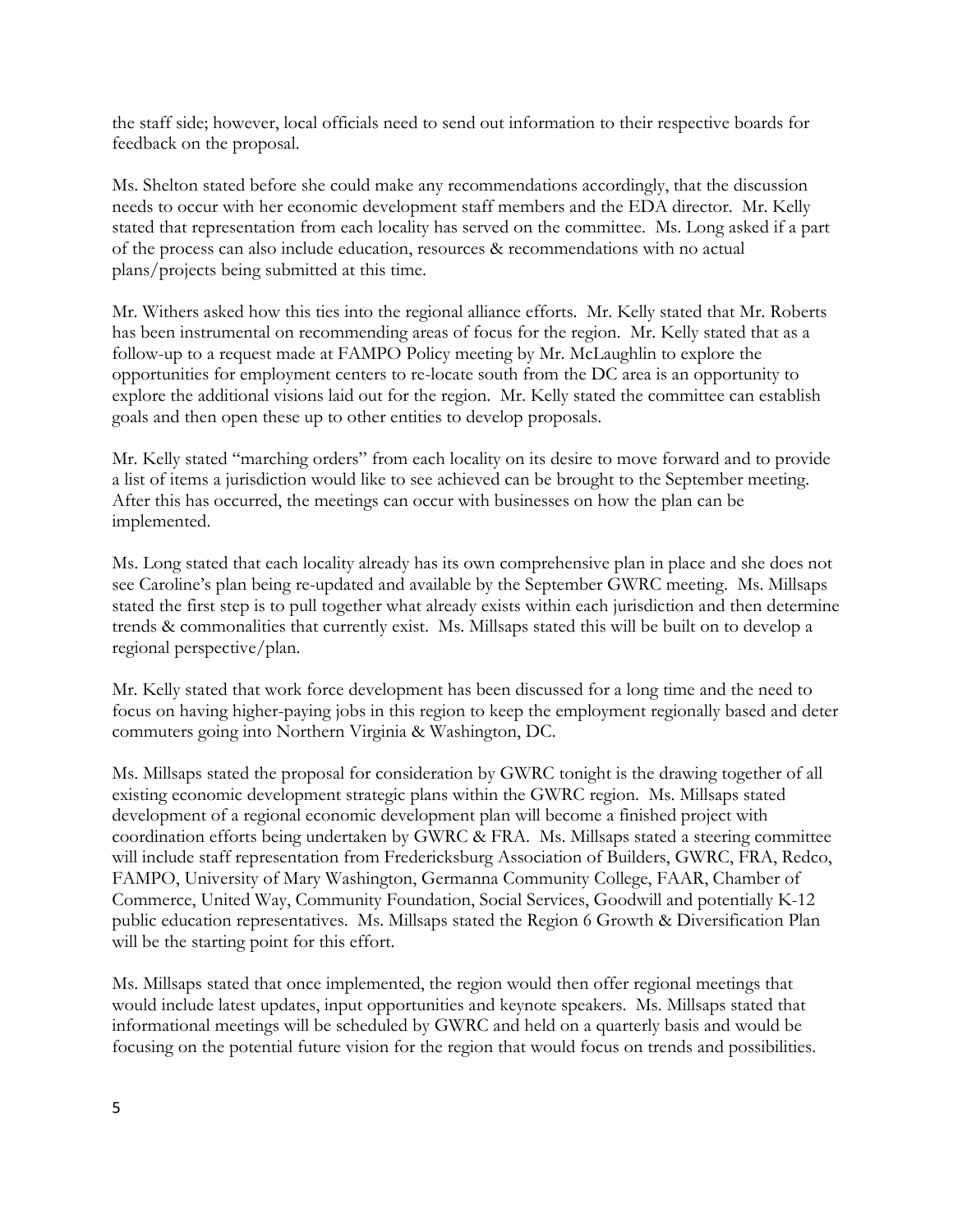the staff side; however, local officials need to send out information to their respective boards for feedback on the proposal.

Ms. Shelton stated before she could make any recommendations accordingly, that the discussion needs to occur with her economic development staff members and the EDA director. Mr. Kelly stated that representation from each locality has served on the committee. Ms. Long asked if a part of the process can also include education, resources & recommendations with no actual plans/projects being submitted at this time.

Mr. Withers asked how this ties into the regional alliance efforts. Mr. Kelly stated that Mr. Roberts has been instrumental on recommending areas of focus for the region. Mr. Kelly stated that as a follow-up to a request made at FAMPO Policy meeting by Mr. McLaughlin to explore the opportunities for employment centers to re-locate south from the DC area is an opportunity to explore the additional visions laid out for the region. Mr. Kelly stated the committee can establish goals and then open these up to other entities to develop proposals.

Mr. Kelly stated "marching orders" from each locality on its desire to move forward and to provide a list of items a jurisdiction would like to see achieved can be brought to the September meeting. After this has occurred, the meetings can occur with businesses on how the plan can be implemented.

Ms. Long stated that each locality already has its own comprehensive plan in place and she does not see Caroline's plan being re-updated and available by the September GWRC meeting. Ms. Millsaps stated the first step is to pull together what already exists within each jurisdiction and then determine trends & commonalities that currently exist. Ms. Millsaps stated this will be built on to develop a regional perspective/plan.

Mr. Kelly stated that work force development has been discussed for a long time and the need to focus on having higher-paying jobs in this region to keep the employment regionally based and deter commuters going into Northern Virginia & Washington, DC.

Ms. Millsaps stated the proposal for consideration by GWRC tonight is the drawing together of all existing economic development strategic plans within the GWRC region. Ms. Millsaps stated development of a regional economic development plan will become a finished project with coordination efforts being undertaken by GWRC & FRA. Ms. Millsaps stated a steering committee will include staff representation from Fredericksburg Association of Builders, GWRC, FRA, Redco, FAMPO, University of Mary Washington, Germanna Community College, FAAR, Chamber of Commerce, United Way, Community Foundation, Social Services, Goodwill and potentially K-12 public education representatives. Ms. Millsaps stated the Region 6 Growth & Diversification Plan will be the starting point for this effort.

Ms. Millsaps stated that once implemented, the region would then offer regional meetings that would include latest updates, input opportunities and keynote speakers. Ms. Millsaps stated that informational meetings will be scheduled by GWRC and held on a quarterly basis and would be focusing on the potential future vision for the region that would focus on trends and possibilities.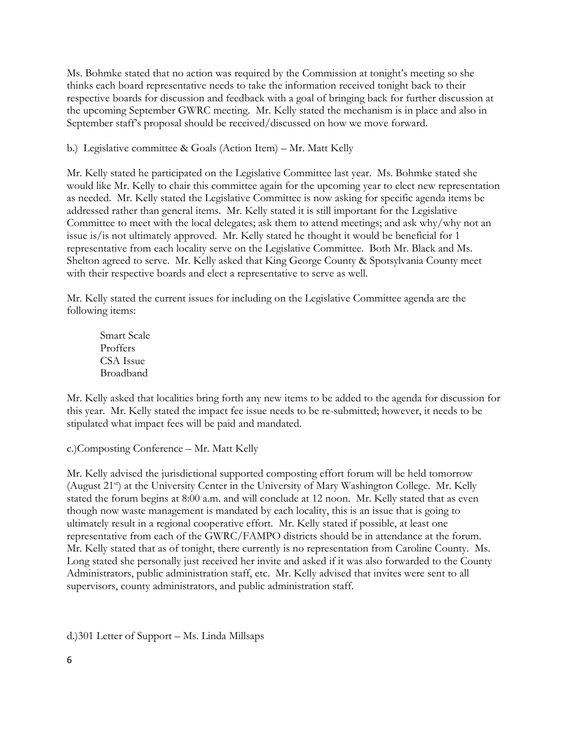Ms. Bohmke stated that no action was required by the Commission at tonight's meeting so she thinks each board representative needs to take the information received tonight back to their respective boards for discussion and feedback with a goal of bringing back for further discussion at the upcoming September GWRC meeting. Mr. Kelly stated the mechanism is in place and also in September staff's proposal should be received/discussed on how we move forward.

b.) Legislative committee & Goals (Action Item) – Mr. Matt Kelly

Mr. Kelly stated he participated on the Legislative Committee last year. Ms. Bohmke stated she would like Mr. Kelly to chair this committee again for the upcoming year to elect new representation as needed. Mr. Kelly stated the Legislative Committee is now asking for specific agenda items be addressed rather than general items. Mr. Kelly stated it is still important for the Legislative Committee to meet with the local delegates; ask them to attend meetings; and ask why/why not an issue is/is not ultimately approved. Mr. Kelly stated he thought it would be beneficial for 1 representative from each locality serve on the Legislative Committee. Both Mr. Black and Ms. Shelton agreed to serve. Mr. Kelly asked that King George County & Spotsylvania County meet with their respective boards and elect a representative to serve as well.

Mr. Kelly stated the current issues for including on the Legislative Committee agenda are the following items:

Smart Scale
Proffers
CSA Issue
Broadband

Mr. Kelly asked that localities bring forth any new items to be added to the agenda for discussion for this year. Mr. Kelly stated the impact fee issue needs to be re-submitted; however, it needs to be stipulated what impact fees will be paid and mandated.

c.)Composting Conference – Mr. Matt Kelly

Mr. Kelly advised the jurisdictional supported composting effort forum will be held tomorrow (August 21st) at the University Center in the University of Mary Washington College. Mr. Kelly stated the forum begins at 8:00 a.m. and will conclude at 12 noon. Mr. Kelly stated that as even though now waste management is mandated by each locality, this is an issue that is going to ultimately result in a regional cooperative effort. Mr. Kelly stated if possible, at least one representative from each of the GWRC/FAMPO districts should be in attendance at the forum. Mr. Kelly stated that as of tonight, there currently is no representation from Caroline County. Ms. Long stated she personally just received her invite and asked if it was also forwarded to the County Administrators, public administration staff, etc. Mr. Kelly advised that invites were sent to all supervisors, county administrators, and public administration staff.

d.)301 Letter of Support – Ms. Linda Millsaps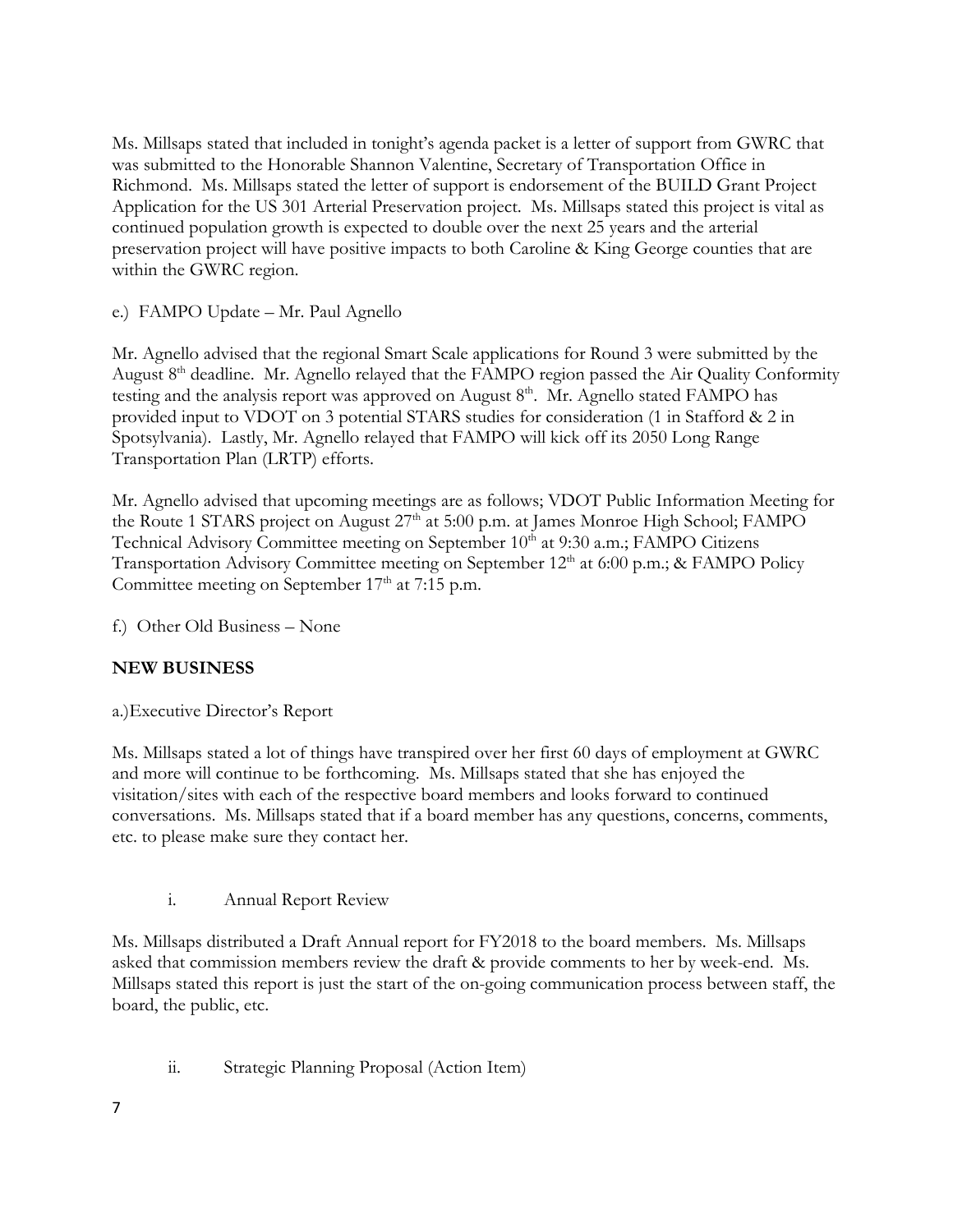Ms. Millsaps stated that included in tonight's agenda packet is a letter of support from GWRC that was submitted to the Honorable Shannon Valentine, Secretary of Transportation Office in Richmond. Ms. Millsaps stated the letter of support is endorsement of the BUILD Grant Project Application for the US 301 Arterial Preservation project. Ms. Millsaps stated this project is vital as continued population growth is expected to double over the next 25 years and the arterial preservation project will have positive impacts to both Caroline & King George counties that are within the GWRC region.

e.) FAMPO Update – Mr. Paul Agnello

Mr. Agnello advised that the regional Smart Scale applications for Round 3 were submitted by the August 8th deadline. Mr. Agnello relayed that the FAMPO region passed the Air Quality Conformity testing and the analysis report was approved on August 8th. Mr. Agnello stated FAMPO has provided input to VDOT on 3 potential STARS studies for consideration (1 in Stafford & 2 in Spotsylvania). Lastly, Mr. Agnello relayed that FAMPO will kick off its 2050 Long Range Transportation Plan (LRTP) efforts.

Mr. Agnello advised that upcoming meetings are as follows; VDOT Public Information Meeting for the Route 1 STARS project on August 27th at 5:00 p.m. at James Monroe High School; FAMPO Technical Advisory Committee meeting on September 10th at 9:30 a.m.; FAMPO Citizens Transportation Advisory Committee meeting on September 12th at 6:00 p.m.; & FAMPO Policy Committee meeting on September 17th at 7:15 p.m.

f.) Other Old Business – None

**NEW BUSINESS**

a.)Executive Director's Report

Ms. Millsaps stated a lot of things have transpired over her first 60 days of employment at GWRC and more will continue to be forthcoming. Ms. Millsaps stated that she has enjoyed the visitation/sites with each of the respective board members and looks forward to continued conversations. Ms. Millsaps stated that if a board member has any questions, concerns, comments, etc. to please make sure they contact her.

i. Annual Report Review

Ms. Millsaps distributed a Draft Annual report for FY2018 to the board members. Ms. Millsaps asked that commission members review the draft & provide comments to her by week-end. Ms. Millsaps stated this report is just the start of the on-going communication process between staff, the board, the public, etc.

ii. Strategic Planning Proposal (Action Item)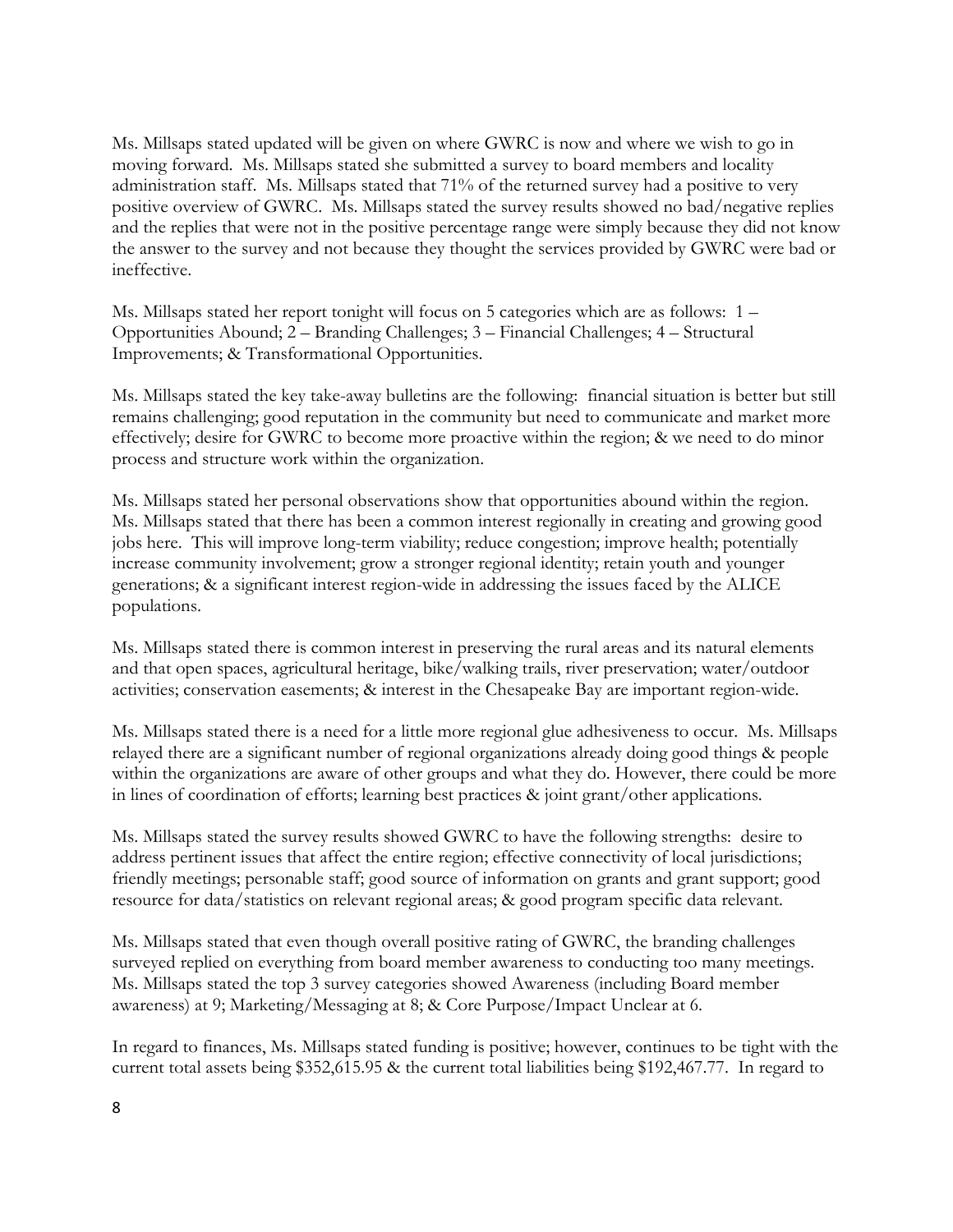Ms. Millsaps stated updated will be given on where GWRC is now and where we wish to go in moving forward. Ms. Millsaps stated she submitted a survey to board members and locality administration staff. Ms. Millsaps stated that 71% of the returned survey had a positive to very positive overview of GWRC. Ms. Millsaps stated the survey results showed no bad/negative replies and the replies that were not in the positive percentage range were simply because they did not know the answer to the survey and not because they thought the services provided by GWRC were bad or ineffective.

Ms. Millsaps stated her report tonight will focus on 5 categories which are as follows: 1 – Opportunities Abound; 2 – Branding Challenges; 3 – Financial Challenges; 4 – Structural Improvements; & Transformational Opportunities.

Ms. Millsaps stated the key take-away bulletins are the following: financial situation is better but still remains challenging; good reputation in the community but need to communicate and market more effectively; desire for GWRC to become more proactive within the region; & we need to do minor process and structure work within the organization.

Ms. Millsaps stated her personal observations show that opportunities abound within the region. Ms. Millsaps stated that there has been a common interest regionally in creating and growing good jobs here. This will improve long-term viability; reduce congestion; improve health; potentially increase community involvement; grow a stronger regional identity; retain youth and younger generations; & a significant interest region-wide in addressing the issues faced by the ALICE populations.

Ms. Millsaps stated there is common interest in preserving the rural areas and its natural elements and that open spaces, agricultural heritage, bike/walking trails, river preservation; water/outdoor activities; conservation easements; & interest in the Chesapeake Bay are important region-wide.

Ms. Millsaps stated there is a need for a little more regional glue adhesiveness to occur. Ms. Millsaps relayed there are a significant number of regional organizations already doing good things & people within the organizations are aware of other groups and what they do. However, there could be more in lines of coordination of efforts; learning best practices & joint grant/other applications.

Ms. Millsaps stated the survey results showed GWRC to have the following strengths: desire to address pertinent issues that affect the entire region; effective connectivity of local jurisdictions; friendly meetings; personable staff; good source of information on grants and grant support; good resource for data/statistics on relevant regional areas; & good program specific data relevant.

Ms. Millsaps stated that even though overall positive rating of GWRC, the branding challenges surveyed replied on everything from board member awareness to conducting too many meetings. Ms. Millsaps stated the top 3 survey categories showed Awareness (including Board member awareness) at 9; Marketing/Messaging at 8; & Core Purpose/Impact Unclear at 6.

In regard to finances, Ms. Millsaps stated funding is positive; however, continues to be tight with the current total assets being $352,615.95 & the current total liabilities being $192,467.77. In regard to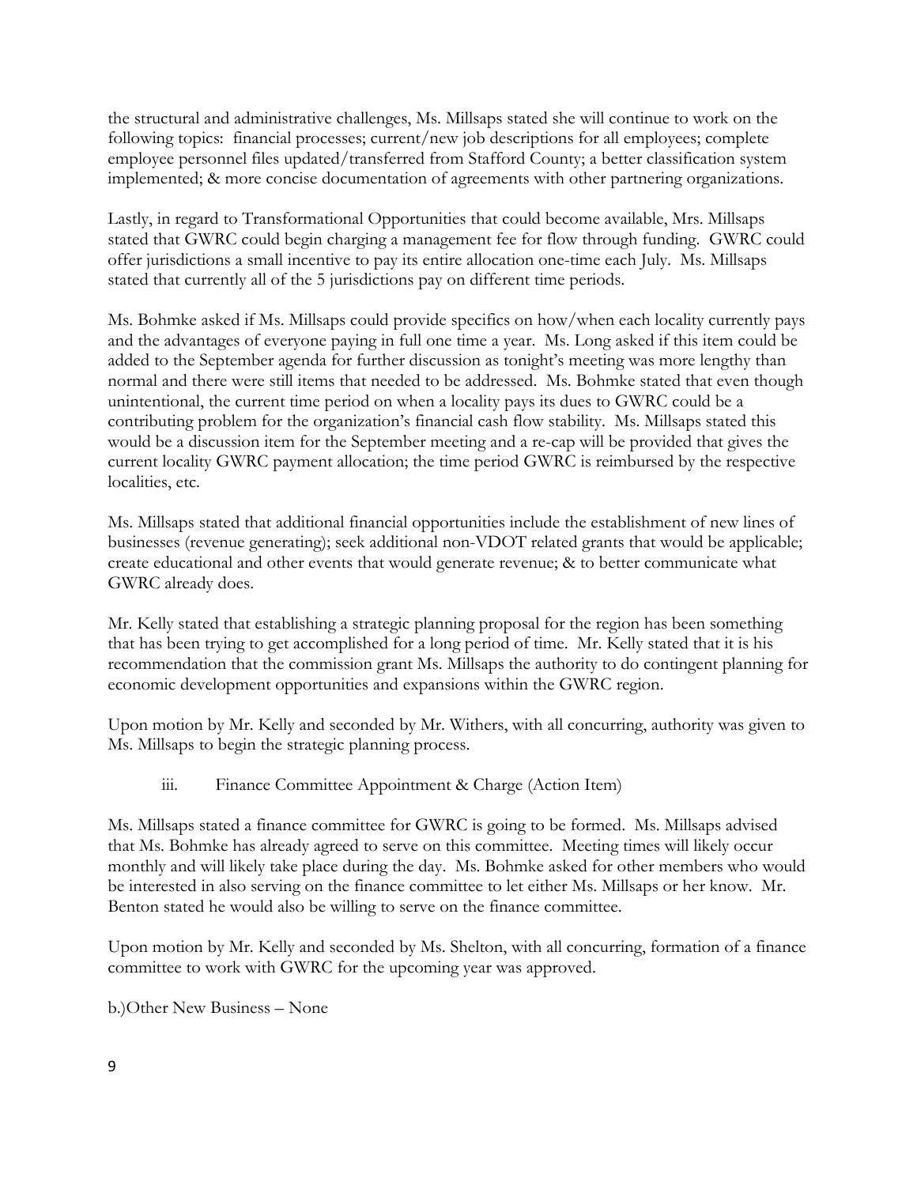the structural and administrative challenges, Ms. Millsaps stated she will continue to work on the following topics: financial processes; current/new job descriptions for all employees; complete employee personnel files updated/transferred from Stafford County; a better classification system implemented; & more concise documentation of agreements with other partnering organizations.

Lastly, in regard to Transformational Opportunities that could become available, Mrs. Millsaps stated that GWRC could begin charging a management fee for flow through funding. GWRC could offer jurisdictions a small incentive to pay its entire allocation one-time each July. Ms. Millsaps stated that currently all of the 5 jurisdictions pay on different time periods.

Ms. Bohmke asked if Ms. Millsaps could provide specifics on how/when each locality currently pays and the advantages of everyone paying in full one time a year. Ms. Long asked if this item could be added to the September agenda for further discussion as tonight's meeting was more lengthy than normal and there were still items that needed to be addressed. Ms. Bohmke stated that even though unintentional, the current time period on when a locality pays its dues to GWRC could be a contributing problem for the organization's financial cash flow stability. Ms. Millsaps stated this would be a discussion item for the September meeting and a re-cap will be provided that gives the current locality GWRC payment allocation; the time period GWRC is reimbursed by the respective localities, etc.

Ms. Millsaps stated that additional financial opportunities include the establishment of new lines of businesses (revenue generating); seek additional non-VDOT related grants that would be applicable; create educational and other events that would generate revenue; & to better communicate what GWRC already does.

Mr. Kelly stated that establishing a strategic planning proposal for the region has been something that has been trying to get accomplished for a long period of time. Mr. Kelly stated that it is his recommendation that the commission grant Ms. Millsaps the authority to do contingent planning for economic development opportunities and expansions within the GWRC region.

Upon motion by Mr. Kelly and seconded by Mr. Withers, with all concurring, authority was given to Ms. Millsaps to begin the strategic planning process.

iii. Finance Committee Appointment & Charge (Action Item)

Ms. Millsaps stated a finance committee for GWRC is going to be formed. Ms. Millsaps advised that Ms. Bohmke has already agreed to serve on this committee. Meeting times will likely occur monthly and will likely take place during the day. Ms. Bohmke asked for other members who would be interested in also serving on the finance committee to let either Ms. Millsaps or her know. Mr. Benton stated he would also be willing to serve on the finance committee.

Upon motion by Mr. Kelly and seconded by Ms. Shelton, with all concurring, formation of a finance committee to work with GWRC for the upcoming year was approved.

b.)Other New Business – None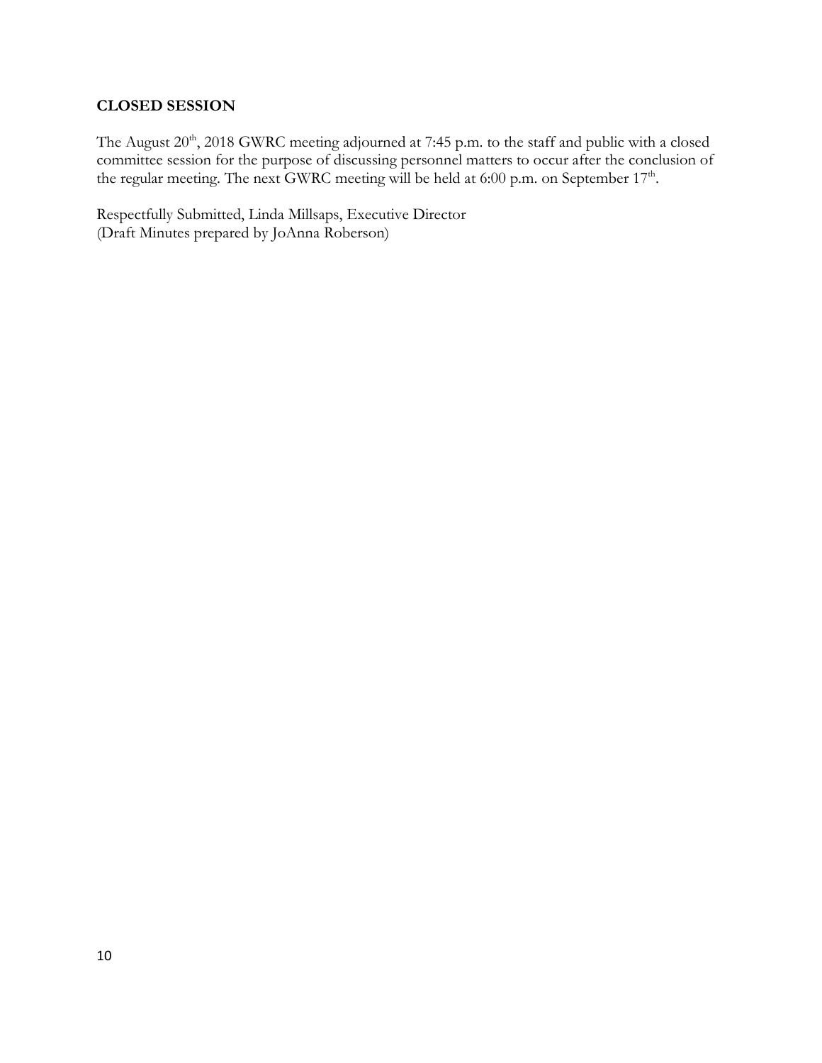**CLOSED SESSION**

The August 20th, 2018 GWRC meeting adjourned at 7:45 p.m. to the staff and public with a closed committee session for the purpose of discussing personnel matters to occur after the conclusion of the regular meeting. The next GWRC meeting will be held at 6:00 p.m. on September 17th.

Respectfully Submitted, Linda Millsaps, Executive Director
(Draft Minutes prepared by JoAnna Roberson)